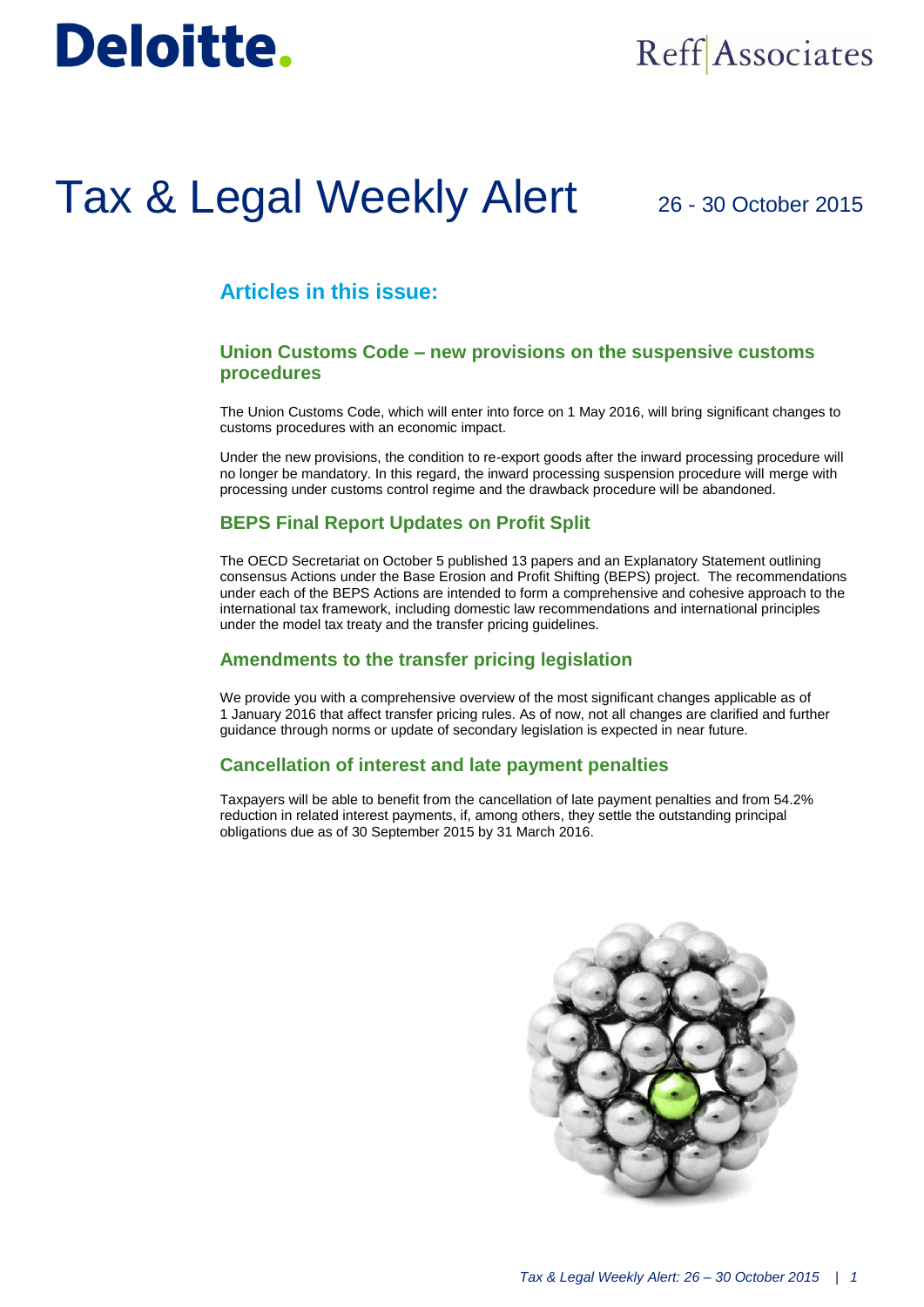Deloitte.

Reff Associates

# Tax & Legal Weekly Alert

26 - 30 October 2015

## Articles in this issue:

### Union Customs Code – new provisions on the suspensive customs procedures

The Union Customs Code, which will enter into force on 1 May 2016, will bring significant changes to customs procedures with an economic impact.

Under the new provisions, the condition to re-export goods after the inward processing procedure will no longer be mandatory. In this regard, the inward processing suspension procedure will merge with processing under customs control regime and the drawback procedure will be abandoned.

### BEPS Final Report Updates on Profit Split

The OECD Secretariat on October 5 published 13 papers and an Explanatory Statement outlining consensus Actions under the Base Erosion and Profit Shifting (BEPS) project. The recommendations under each of the BEPS Actions are intended to form a comprehensive and cohesive approach to the international tax framework, including domestic law recommendations and international principles under the model tax treaty and the transfer pricing guidelines.

### Amendments to the transfer pricing legislation

We provide you with a comprehensive overview of the most significant changes applicable as of 1 January 2016 that affect transfer pricing rules. As of now, not all changes are clarified and further guidance through norms or update of secondary legislation is expected in near future.

### Cancellation of interest and late payment penalties

Taxpayers will be able to benefit from the cancellation of late payment penalties and from 54.2% reduction in related interest payments, if, among others, they settle the outstanding principal obligations due as of 30 September 2015 by 31 March 2016.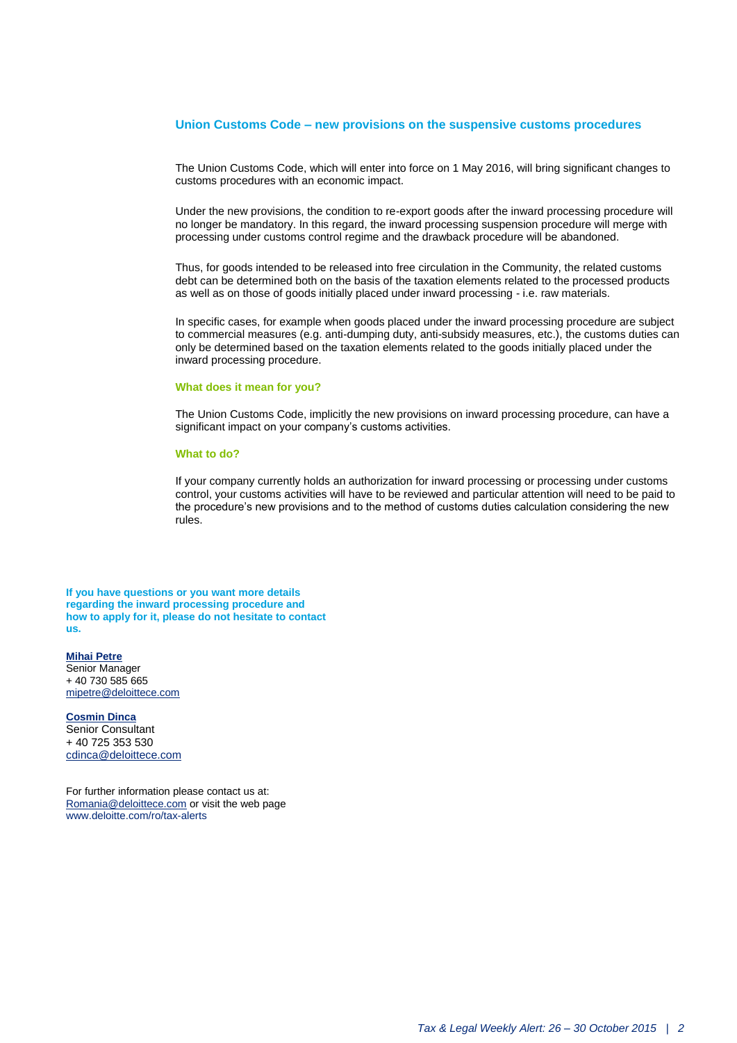## Union Customs Code – new provisions on the suspensive customs procedures

The Union Customs Code, which will enter into force on 1 May 2016, will bring significant changes to customs procedures with an economic impact.

Under the new provisions, the condition to re-export goods after the inward processing procedure will no longer be mandatory. In this regard, the inward processing suspension procedure will merge with processing under customs control regime and the drawback procedure will be abandoned.

Thus, for goods intended to be released into free circulation in the Community, the related customs debt can be determined both on the basis of the taxation elements related to the processed products as well as on those of goods initially placed under inward processing - i.e. raw materials.

In specific cases, for example when goods placed under the inward processing procedure are subject to commercial measures (e.g. anti-dumping duty, anti-subsidy measures, etc.), the customs duties can only be determined based on the taxation elements related to the goods initially placed under the inward processing procedure.

### What does it mean for you?

The Union Customs Code, implicitly the new provisions on inward processing procedure, can have a significant impact on your company's customs activities.

### What to do?

If your company currently holds an authorization for inward processing or processing under customs control, your customs activities will have to be reviewed and particular attention will need to be paid to the procedure's new provisions and to the method of customs duties calculation considering the new rules.

**If you have questions or you want more details regarding the inward processing procedure and how to apply for it, please do not hesitate to contact us.**

**Mihai Petre**
Senior Manager
+ 40 730 585 665
mipetre@deloittece.com

**Cosmin Dinca**
Senior Consultant
+ 40 725 353 530
cdinca@deloittece.com

For further information please contact us at:
Romania@deloittece.com or visit the web page
www.deloitte.com/ro/tax-alerts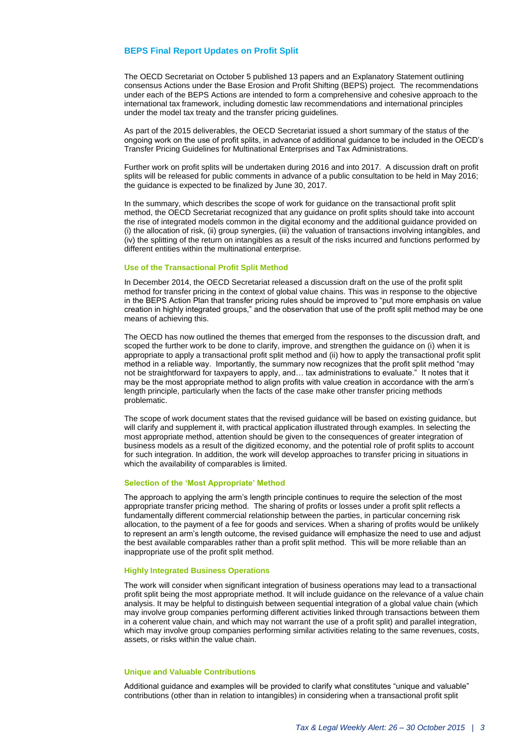## BEPS Final Report Updates on Profit Split

The OECD Secretariat on October 5 published 13 papers and an Explanatory Statement outlining consensus Actions under the Base Erosion and Profit Shifting (BEPS) project. The recommendations under each of the BEPS Actions are intended to form a comprehensive and cohesive approach to the international tax framework, including domestic law recommendations and international principles under the model tax treaty and the transfer pricing guidelines.

As part of the 2015 deliverables, the OECD Secretariat issued a short summary of the status of the ongoing work on the use of profit splits, in advance of additional guidance to be included in the OECD's Transfer Pricing Guidelines for Multinational Enterprises and Tax Administrations.

Further work on profit splits will be undertaken during 2016 and into 2017. A discussion draft on profit splits will be released for public comments in advance of a public consultation to be held in May 2016; the guidance is expected to be finalized by June 30, 2017.

In the summary, which describes the scope of work for guidance on the transactional profit split method, the OECD Secretariat recognized that any guidance on profit splits should take into account the rise of integrated models common in the digital economy and the additional guidance provided on (i) the allocation of risk, (ii) group synergies, (iii) the valuation of transactions involving intangibles, and (iv) the splitting of the return on intangibles as a result of the risks incurred and functions performed by different entities within the multinational enterprise.

### Use of the Transactional Profit Split Method

In December 2014, the OECD Secretariat released a discussion draft on the use of the profit split method for transfer pricing in the context of global value chains. This was in response to the objective in the BEPS Action Plan that transfer pricing rules should be improved to "put more emphasis on value creation in highly integrated groups," and the observation that use of the profit split method may be one means of achieving this.

The OECD has now outlined the themes that emerged from the responses to the discussion draft, and scoped the further work to be done to clarify, improve, and strengthen the guidance on (i) when it is appropriate to apply a transactional profit split method and (ii) how to apply the transactional profit split method in a reliable way. Importantly, the summary now recognizes that the profit split method "may not be straightforward for taxpayers to apply, and… tax administrations to evaluate." It notes that it may be the most appropriate method to align profits with value creation in accordance with the arm's length principle, particularly when the facts of the case make other transfer pricing methods problematic.

The scope of work document states that the revised guidance will be based on existing guidance, but will clarify and supplement it, with practical application illustrated through examples. In selecting the most appropriate method, attention should be given to the consequences of greater integration of business models as a result of the digitized economy, and the potential role of profit splits to account for such integration. In addition, the work will develop approaches to transfer pricing in situations in which the availability of comparables is limited.

### Selection of the 'Most Appropriate' Method

The approach to applying the arm's length principle continues to require the selection of the most appropriate transfer pricing method. The sharing of profits or losses under a profit split reflects a fundamentally different commercial relationship between the parties, in particular concerning risk allocation, to the payment of a fee for goods and services. When a sharing of profits would be unlikely to represent an arm's length outcome, the revised guidance will emphasize the need to use and adjust the best available comparables rather than a profit split method. This will be more reliable than an inappropriate use of the profit split method.

### Highly Integrated Business Operations

The work will consider when significant integration of business operations may lead to a transactional profit split being the most appropriate method. It will include guidance on the relevance of a value chain analysis. It may be helpful to distinguish between sequential integration of a global value chain (which may involve group companies performing different activities linked through transactions between them in a coherent value chain, and which may not warrant the use of a profit split) and parallel integration, which may involve group companies performing similar activities relating to the same revenues, costs, assets, or risks within the value chain.

### Unique and Valuable Contributions

Additional guidance and examples will be provided to clarify what constitutes "unique and valuable" contributions (other than in relation to intangibles) in considering when a transactional profit split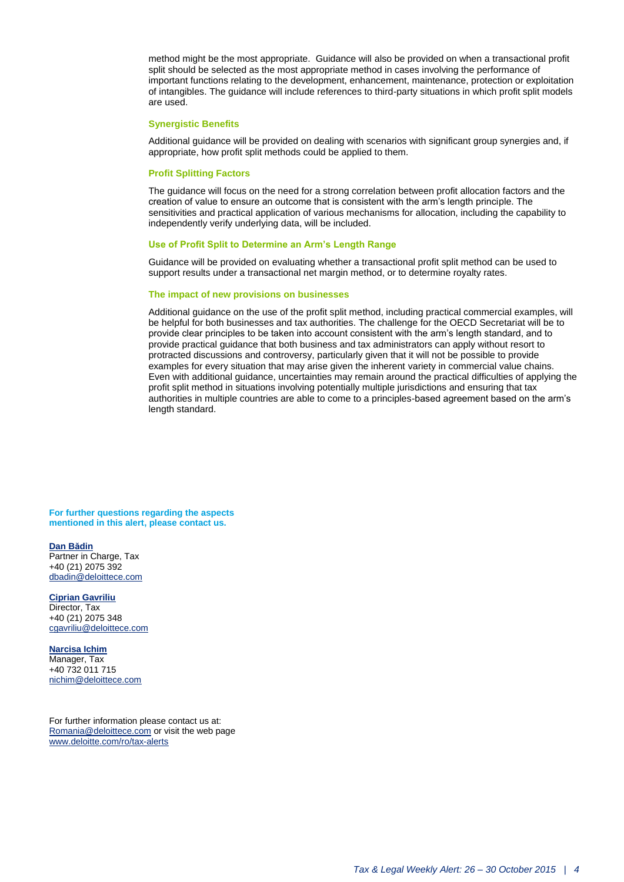method might be the most appropriate. Guidance will also be provided on when a transactional profit split should be selected as the most appropriate method in cases involving the performance of important functions relating to the development, enhancement, maintenance, protection or exploitation of intangibles. The guidance will include references to third-party situations in which profit split models are used.

### Synergistic Benefits

Additional guidance will be provided on dealing with scenarios with significant group synergies and, if appropriate, how profit split methods could be applied to them.

### Profit Splitting Factors

The guidance will focus on the need for a strong correlation between profit allocation factors and the creation of value to ensure an outcome that is consistent with the arm's length principle. The sensitivities and practical application of various mechanisms for allocation, including the capability to independently verify underlying data, will be included.

### Use of Profit Split to Determine an Arm's Length Range

Guidance will be provided on evaluating whether a transactional profit split method can be used to support results under a transactional net margin method, or to determine royalty rates.

### The impact of new provisions on businesses

Additional guidance on the use of the profit split method, including practical commercial examples, will be helpful for both businesses and tax authorities. The challenge for the OECD Secretariat will be to provide clear principles to be taken into account consistent with the arm's length standard, and to provide practical guidance that both business and tax administrators can apply without resort to protracted discussions and controversy, particularly given that it will not be possible to provide examples for every situation that may arise given the inherent variety in commercial value chains. Even with additional guidance, uncertainties may remain around the practical difficulties of applying the profit split method in situations involving potentially multiple jurisdictions and ensuring that tax authorities in multiple countries are able to come to a principles-based agreement based on the arm's length standard.

**For further questions regarding the aspects mentioned in this alert, please contact us.**

**Dan Bădin**
Partner in Charge, Tax
+40 (21) 2075 392
dbadin@deloittece.com

**Ciprian Gavriliu**
Director, Tax
+40 (21) 2075 348
cgavriliu@deloittece.com

**Narcisa Ichim**
Manager, Tax
+40 732 011 715
nichim@deloittece.com

For further information please contact us at:
Romania@deloittece.com or visit the web page
www.deloitte.com/ro/tax-alerts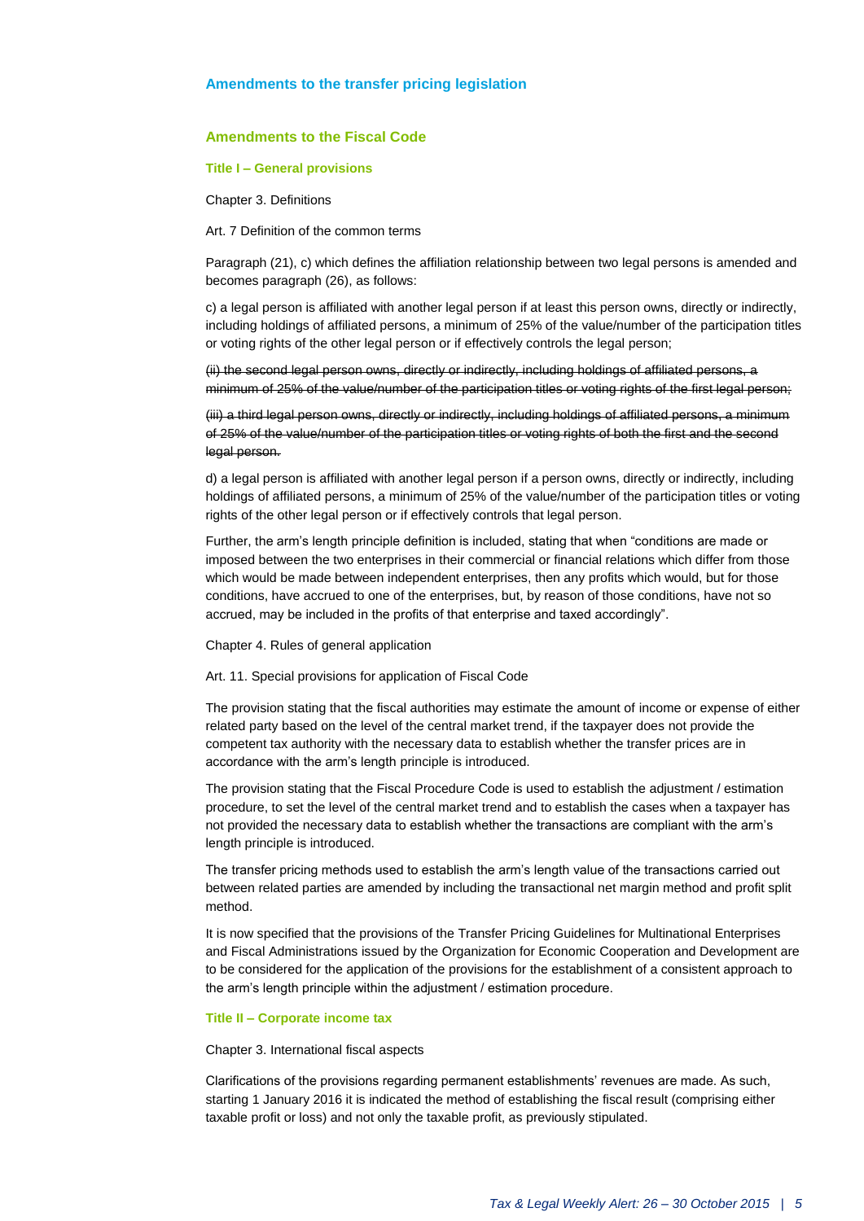## Amendments to the transfer pricing legislation

### Amendments to the Fiscal Code

#### Title I – General provisions

Chapter 3. Definitions

Art. 7 Definition of the common terms

Paragraph (21), c) which defines the affiliation relationship between two legal persons is amended and becomes paragraph (26), as follows:

c) a legal person is affiliated with another legal person if at least this person owns, directly or indirectly, including holdings of affiliated persons, a minimum of 25% of the value/number of the participation titles or voting rights of the other legal person or if effectively controls the legal person;

~~(ii) the second legal person owns, directly or indirectly, including holdings of affiliated persons, a minimum of 25% of the value/number of the participation titles or voting rights of the first legal person;~~

~~(iii) a third legal person owns, directly or indirectly, including holdings of affiliated persons, a minimum of 25% of the value/number of the participation titles or voting rights of both the first and the second legal person.~~

d) a legal person is affiliated with another legal person if a person owns, directly or indirectly, including holdings of affiliated persons, a minimum of 25% of the value/number of the participation titles or voting rights of the other legal person or if effectively controls that legal person.

Further, the arm's length principle definition is included, stating that when "conditions are made or imposed between the two enterprises in their commercial or financial relations which differ from those which would be made between independent enterprises, then any profits which would, but for those conditions, have accrued to one of the enterprises, but, by reason of those conditions, have not so accrued, may be included in the profits of that enterprise and taxed accordingly".

Chapter 4. Rules of general application

Art. 11. Special provisions for application of Fiscal Code

The provision stating that the fiscal authorities may estimate the amount of income or expense of either related party based on the level of the central market trend, if the taxpayer does not provide the competent tax authority with the necessary data to establish whether the transfer prices are in accordance with the arm's length principle is introduced.

The provision stating that the Fiscal Procedure Code is used to establish the adjustment / estimation procedure, to set the level of the central market trend and to establish the cases when a taxpayer has not provided the necessary data to establish whether the transactions are compliant with the arm's length principle is introduced.

The transfer pricing methods used to establish the arm's length value of the transactions carried out between related parties are amended by including the transactional net margin method and profit split method.

It is now specified that the provisions of the Transfer Pricing Guidelines for Multinational Enterprises and Fiscal Administrations issued by the Organization for Economic Cooperation and Development are to be considered for the application of the provisions for the establishment of a consistent approach to the arm's length principle within the adjustment / estimation procedure.

#### Title II – Corporate income tax

Chapter 3. International fiscal aspects

Clarifications of the provisions regarding permanent establishments' revenues are made. As such, starting 1 January 2016 it is indicated the method of establishing the fiscal result (comprising either taxable profit or loss) and not only the taxable profit, as previously stipulated.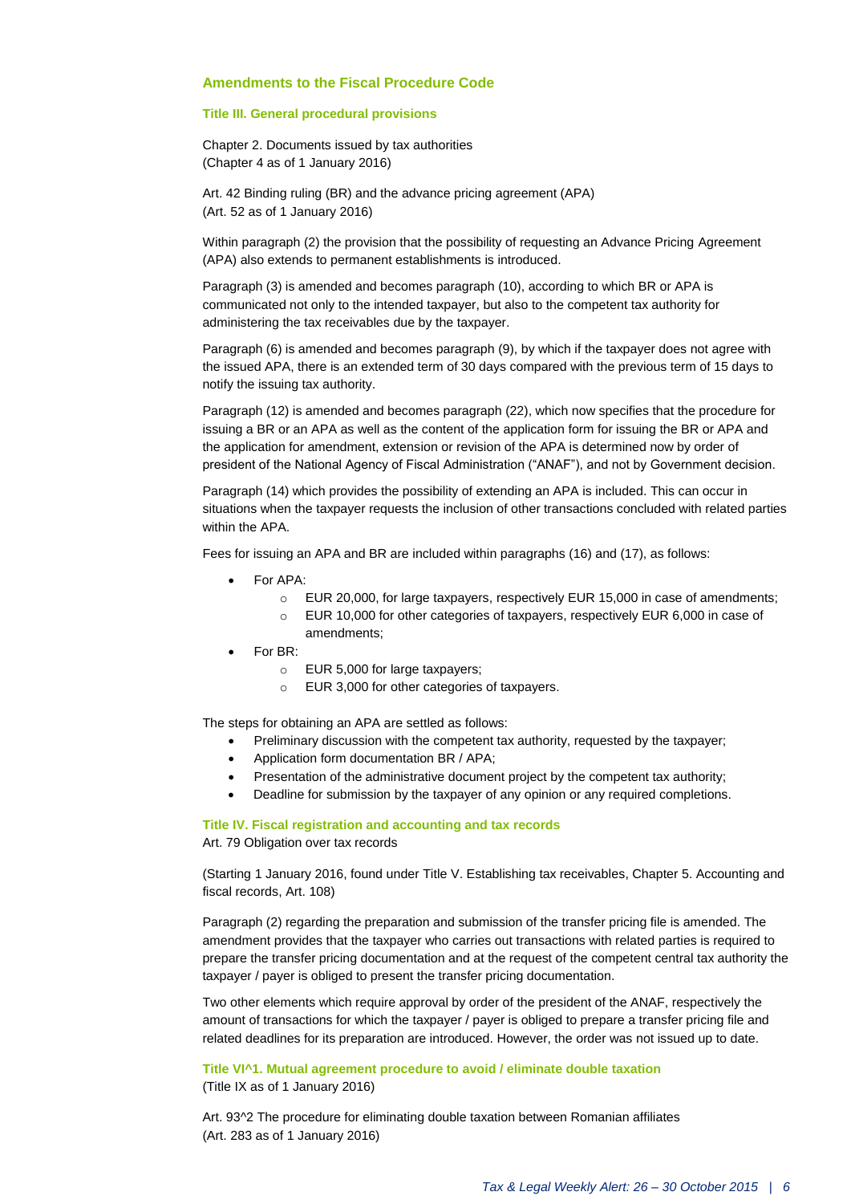## Amendments to the Fiscal Procedure Code

### Title III. General procedural provisions

Chapter 2. Documents issued by tax authorities
(Chapter 4 as of 1 January 2016)

Art. 42 Binding ruling (BR) and the advance pricing agreement (APA)
(Art. 52 as of 1 January 2016)

Within paragraph (2) the provision that the possibility of requesting an Advance Pricing Agreement (APA) also extends to permanent establishments is introduced.

Paragraph (3) is amended and becomes paragraph (10), according to which BR or APA is communicated not only to the intended taxpayer, but also to the competent tax authority for administering the tax receivables due by the taxpayer.

Paragraph (6) is amended and becomes paragraph (9), by which if the taxpayer does not agree with the issued APA, there is an extended term of 30 days compared with the previous term of 15 days to notify the issuing tax authority.

Paragraph (12) is amended and becomes paragraph (22), which now specifies that the procedure for issuing a BR or an APA as well as the content of the application form for issuing the BR or APA and the application for amendment, extension or revision of the APA is determined now by order of president of the National Agency of Fiscal Administration ("ANAF"), and not by Government decision.

Paragraph (14) which provides the possibility of extending an APA is included. This can occur in situations when the taxpayer requests the inclusion of other transactions concluded with related parties within the APA.

Fees for issuing an APA and BR are included within paragraphs (16) and (17), as follows:

- For APA:
  - EUR 20,000, for large taxpayers, respectively EUR 15,000 in case of amendments;
  - EUR 10,000 for other categories of taxpayers, respectively EUR 6,000 in case of amendments;
- For BR:
  - EUR 5,000 for large taxpayers;
  - EUR 3,000 for other categories of taxpayers.

The steps for obtaining an APA are settled as follows:

- Preliminary discussion with the competent tax authority, requested by the taxpayer;
- Application form documentation BR / APA;
- Presentation of the administrative document project by the competent tax authority;
- Deadline for submission by the taxpayer of any opinion or any required completions.

### Title IV. Fiscal registration and accounting and tax records

Art. 79 Obligation over tax records

(Starting 1 January 2016, found under Title V. Establishing tax receivables, Chapter 5. Accounting and fiscal records, Art. 108)

Paragraph (2) regarding the preparation and submission of the transfer pricing file is amended. The amendment provides that the taxpayer who carries out transactions with related parties is required to prepare the transfer pricing documentation and at the request of the competent central tax authority the taxpayer / payer is obliged to present the transfer pricing documentation.

Two other elements which require approval by order of the president of the ANAF, respectively the amount of transactions for which the taxpayer / payer is obliged to prepare a transfer pricing file and related deadlines for its preparation are introduced. However, the order was not issued up to date.

### Title VI^1. Mutual agreement procedure to avoid / eliminate double taxation

(Title IX as of 1 January 2016)

Art. 93^2 The procedure for eliminating double taxation between Romanian affiliates
(Art. 283 as of 1 January 2016)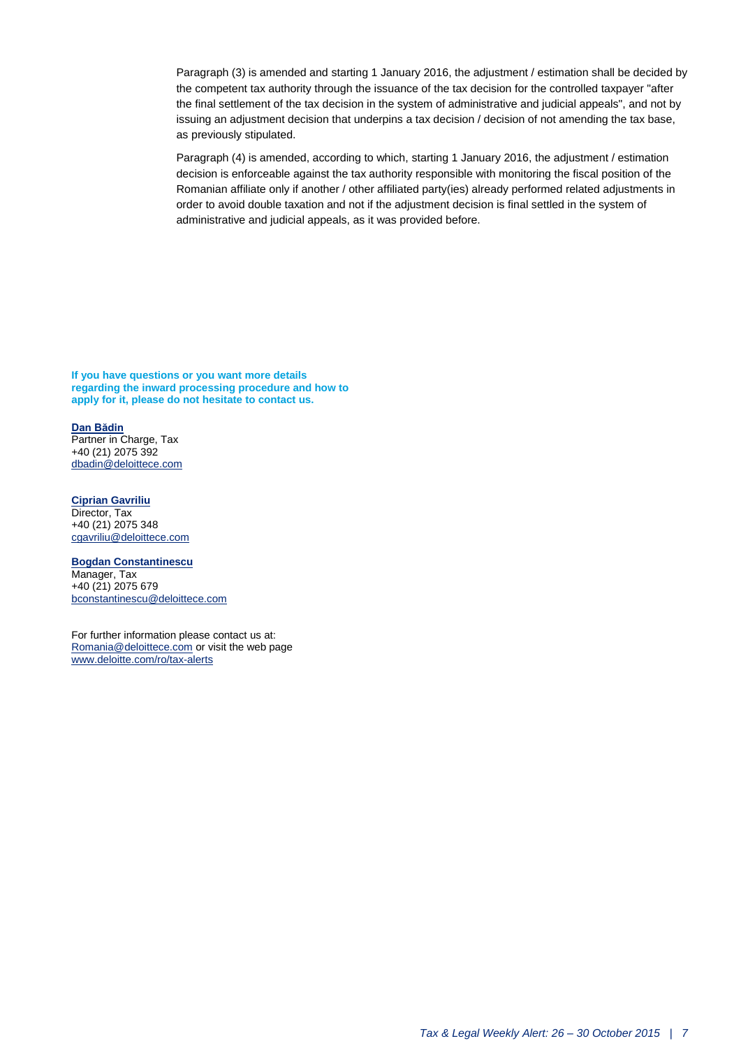Paragraph (3) is amended and starting 1 January 2016, the adjustment / estimation shall be decided by the competent tax authority through the issuance of the tax decision for the controlled taxpayer "after the final settlement of the tax decision in the system of administrative and judicial appeals", and not by issuing an adjustment decision that underpins a tax decision / decision of not amending the tax base, as previously stipulated.

Paragraph (4) is amended, according to which, starting 1 January 2016, the adjustment / estimation decision is enforceable against the tax authority responsible with monitoring the fiscal position of the Romanian affiliate only if another / other affiliated party(ies) already performed related adjustments in order to avoid double taxation and not if the adjustment decision is final settled in the system of administrative and judicial appeals, as it was provided before.

**If you have questions or you want more details regarding the inward processing procedure and how to apply for it, please do not hesitate to contact us.**

**Dan Bădin**
Partner in Charge, Tax
+40 (21) 2075 392
dbadin@deloittece.com

**Ciprian Gavriliu**
Director, Tax
+40 (21) 2075 348
cgavriliu@deloittece.com

**Bogdan Constantinescu**
Manager, Tax
+40 (21) 2075 679
bconstantinescu@deloittece.com

For further information please contact us at:
Romania@deloittece.com or visit the web page
www.deloitte.com/ro/tax-alerts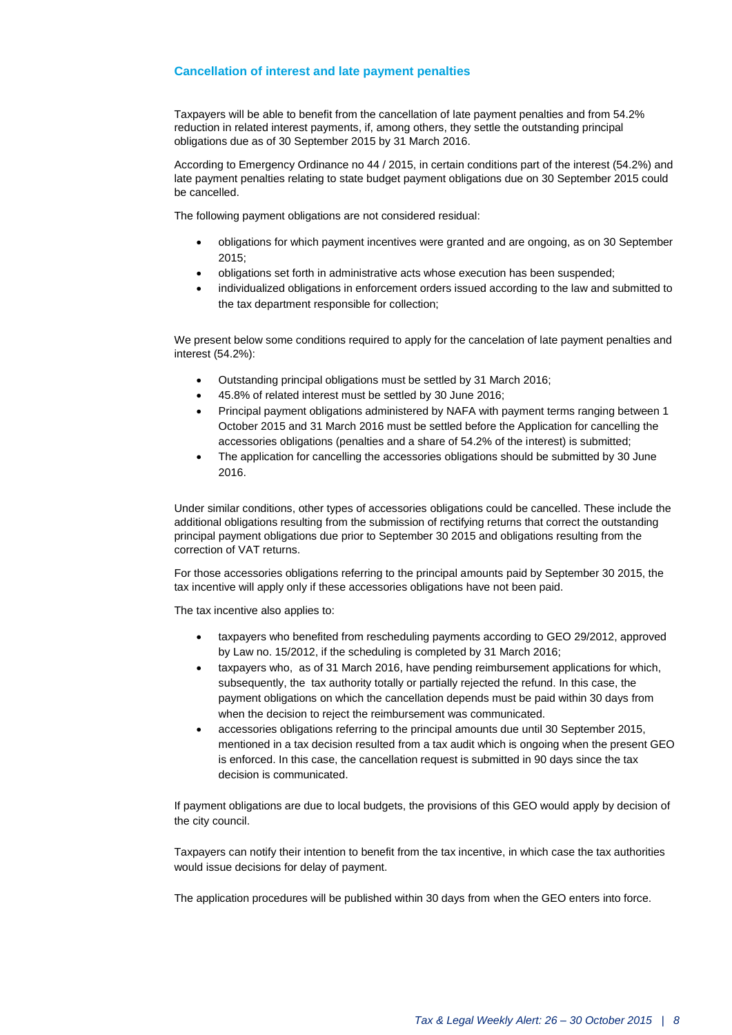### Cancellation of interest and late payment penalties

Taxpayers will be able to benefit from the cancellation of late payment penalties and from 54.2% reduction in related interest payments, if, among others, they settle the outstanding principal obligations due as of 30 September 2015 by 31 March 2016.

According to Emergency Ordinance no 44 / 2015, in certain conditions part of the interest (54.2%) and late payment penalties relating to state budget payment obligations due on 30 September 2015 could be cancelled.

The following payment obligations are not considered residual:

- obligations for which payment incentives were granted and are ongoing, as on 30 September 2015;
- obligations set forth in administrative acts whose execution has been suspended;
- individualized obligations in enforcement orders issued according to the law and submitted to the tax department responsible for collection;

We present below some conditions required to apply for the cancelation of late payment penalties and interest (54.2%):

- Outstanding principal obligations must be settled by 31 March 2016;
- 45.8% of related interest must be settled by 30 June 2016;
- Principal payment obligations administered by NAFA with payment terms ranging between 1 October 2015 and 31 March 2016 must be settled before the Application for cancelling the accessories obligations (penalties and a share of 54.2% of the interest) is submitted;
- The application for cancelling the accessories obligations should be submitted by 30 June 2016.

Under similar conditions, other types of accessories obligations could be cancelled. These include the additional obligations resulting from the submission of rectifying returns that correct the outstanding principal payment obligations due prior to September 30 2015 and obligations resulting from the correction of VAT returns.

For those accessories obligations referring to the principal amounts paid by September 30 2015, the tax incentive will apply only if these accessories obligations have not been paid.

The tax incentive also applies to:

- taxpayers who benefited from rescheduling payments according to GEO 29/2012, approved by Law no. 15/2012, if the scheduling is completed by 31 March 2016;
- taxpayers who, as of 31 March 2016, have pending reimbursement applications for which, subsequently, the tax authority totally or partially rejected the refund. In this case, the payment obligations on which the cancellation depends must be paid within 30 days from when the decision to reject the reimbursement was communicated.
- accessories obligations referring to the principal amounts due until 30 September 2015, mentioned in a tax decision resulted from a tax audit which is ongoing when the present GEO is enforced. In this case, the cancellation request is submitted in 90 days since the tax decision is communicated.

If payment obligations are due to local budgets, the provisions of this GEO would apply by decision of the city council.

Taxpayers can notify their intention to benefit from the tax incentive, in which case the tax authorities would issue decisions for delay of payment.

The application procedures will be published within 30 days from when the GEO enters into force.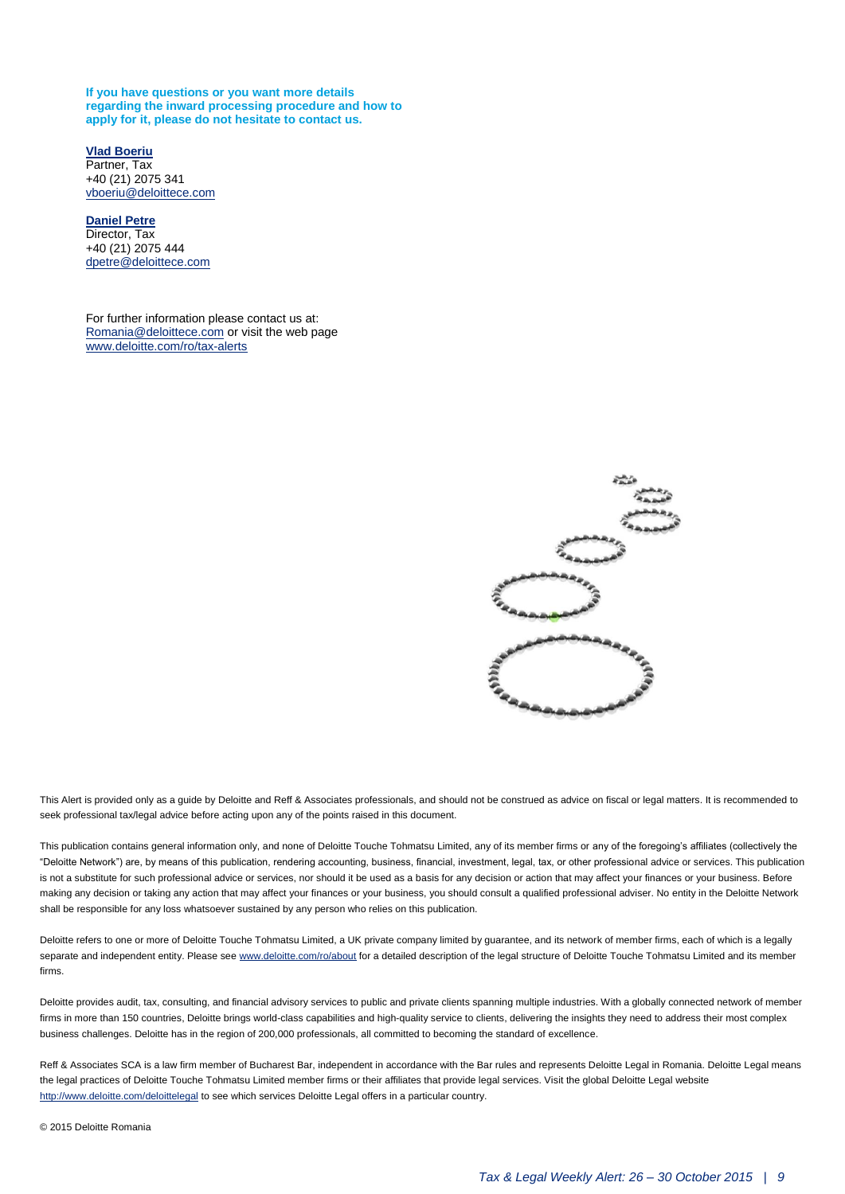**If you have questions or you want more details regarding the inward processing procedure and how to apply for it, please do not hesitate to contact us.**

**Vlad Boeriu**
Partner, Tax
+40 (21) 2075 341
vboeriu@deloittece.com

**Daniel Petre**
Director, Tax
+40 (21) 2075 444
dpetre@deloittece.com

For further information please contact us at:
Romania@deloittece.com or visit the web page
www.deloitte.com/ro/tax-alerts

This Alert is provided only as a guide by Deloitte and Reff & Associates professionals, and should not be construed as advice on fiscal or legal matters. It is recommended to seek professional tax/legal advice before acting upon any of the points raised in this document.

This publication contains general information only, and none of Deloitte Touche Tohmatsu Limited, any of its member firms or any of the foregoing's affiliates (collectively the "Deloitte Network") are, by means of this publication, rendering accounting, business, financial, investment, legal, tax, or other professional advice or services. This publication is not a substitute for such professional advice or services, nor should it be used as a basis for any decision or action that may affect your finances or your business. Before making any decision or taking any action that may affect your finances or your business, you should consult a qualified professional adviser. No entity in the Deloitte Network shall be responsible for any loss whatsoever sustained by any person who relies on this publication.

Deloitte refers to one or more of Deloitte Touche Tohmatsu Limited, a UK private company limited by guarantee, and its network of member firms, each of which is a legally separate and independent entity. Please see www.deloitte.com/ro/about for a detailed description of the legal structure of Deloitte Touche Tohmatsu Limited and its member firms.

Deloitte provides audit, tax, consulting, and financial advisory services to public and private clients spanning multiple industries. With a globally connected network of member firms in more than 150 countries, Deloitte brings world-class capabilities and high-quality service to clients, delivering the insights they need to address their most complex business challenges. Deloitte has in the region of 200,000 professionals, all committed to becoming the standard of excellence.

Reff & Associates SCA is a law firm member of Bucharest Bar, independent in accordance with the Bar rules and represents Deloitte Legal in Romania. Deloitte Legal means the legal practices of Deloitte Touche Tohmatsu Limited member firms or their affiliates that provide legal services. Visit the global Deloitte Legal website http://www.deloitte.com/deloittelegal to see which services Deloitte Legal offers in a particular country.

© 2015 Deloitte Romania